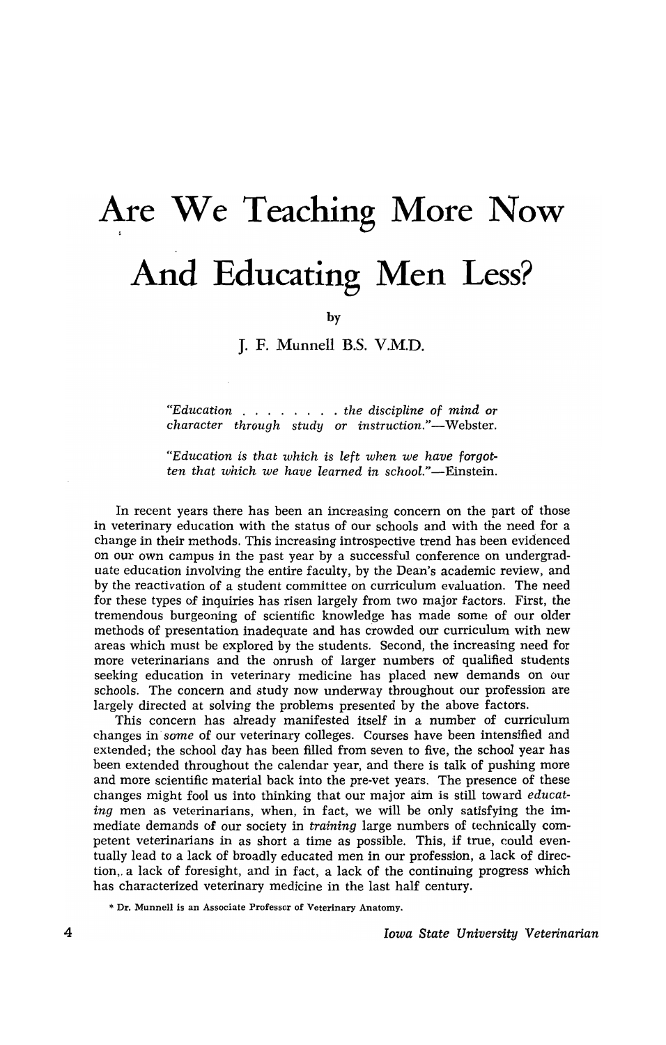# Are We Teaching More Now And Educating Men Less?

by

J. F. Munnell B.S. V.M.D.*

*"Education . . . . . . . . the discipline of mind or character through study or instruction."*—Webster.

*"Education is that which is left when we have forgotten that which we have learned in school."*—Einstein.

In recent years there has been an increasing concern on the part of those in veterinary education with the status of our schools and with the need for a change in their methods. This increasing introspective trend has been evidenced on our own campus in the past year by a successful conference on undergraduate education involving the entire faculty, by the Dean's academic review, and by the reactivation of a student committee on curriculum evaluation. The need for these types of inquiries has risen largely from two major factors. First, the tremendous burgeoning of scientific knowledge has made some of our older methods of presentation inadequate and has crowded our curriculum with new areas which must be explored by the students. Second, the increasing need for more veterinarians and the onrush of larger numbers of qualified students seeking education in veterinary medicine has placed new demands on our schools. The concern and study now underway throughout our profession are largely directed at solving the problems presented by the above factors.

This concern has already manifested itself in a number of curriculum changes in *some* of our veterinary colleges. Courses have been intensified and extended; the school day has been filled from seven to five, the school year has been extended throughout the calendar year, and there is talk of pushing more and more scientific material back into the pre-vet years. The presence of these changes might fool us into thinking that our major aim is still toward *educating* men as veterinarians, when, in fact, we will be only satisfying the immediate demands of our society in *training* large numbers of technically competent veterinarians in as short a time as possible. This, if true, could eventually lead to a lack of broadly educated men in our profession, a lack of direction, a lack of foresight, and in fact, a lack of the continuing progress which has characterized veterinary medicine in the last half century.

* Dr. Munnell is an Associate Professor of Veterinary Anatomy.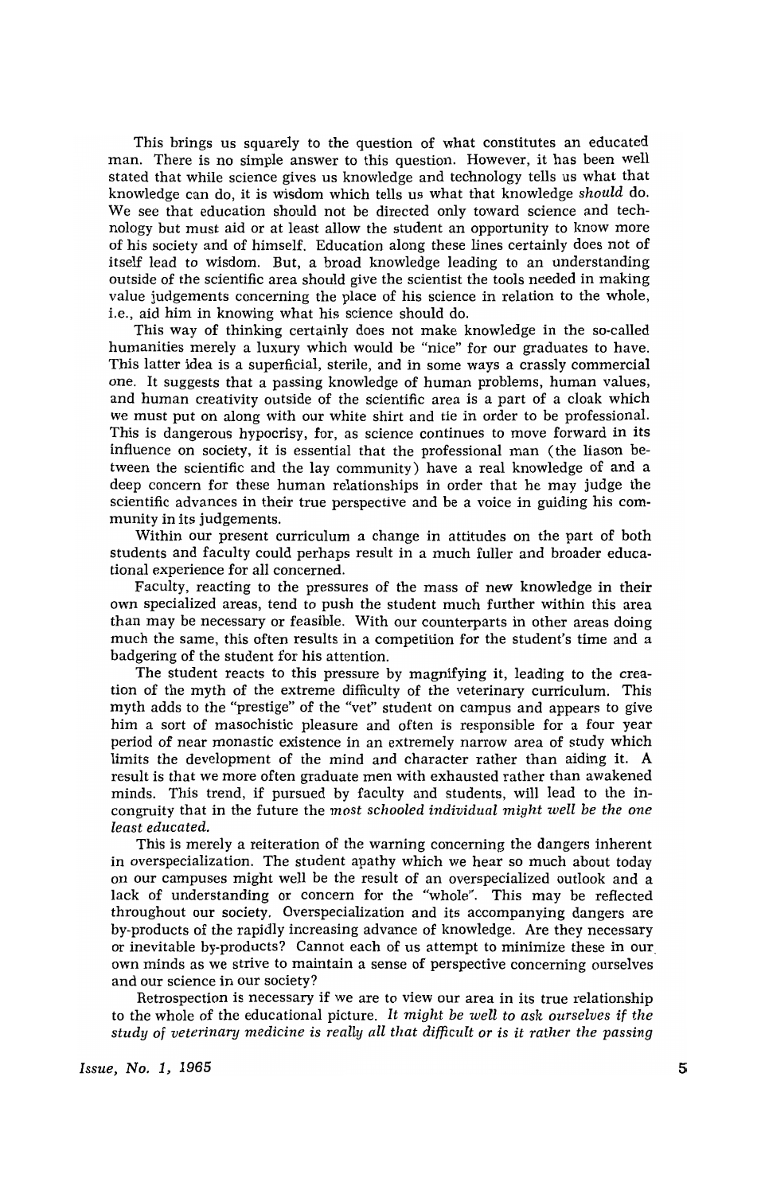This brings us squarely to the question of what constitutes an educated man. There is no simple answer to this question. However, it has been well stated that while science gives us knowledge and technology tells us what that knowledge can do, it is wisdom which tells us what that knowledge *should* do. We see that education should not be directed only toward science and technology but must aid or at least allow the student an opportunity to know more of his society and of himself. Education along these lines certainly does not of itself lead to wisdom. But, a broad knowledge leading to an understanding outside of the scientific area should give the scientist the tools needed in making value judgements concerning the place of his science in relation to the whole, i.e., aid him in knowing what his science should do.

This way of thinking certainly does not make knowledge in the so-called humanities merely a luxury which would be "nice" for our graduates to have. This latter idea is a superficial, sterile, and in some ways a crassly commercial one. It suggests that a passing knowledge of human problems, human values, and human creativity outside of the scientific area is a part of a cloak which we must put on along with our white shirt and tie in order to be professional. This is dangerous hypocrisy, for, as science continues to move forward in its influence on society, it is essential that the professional man (the liason between the scientific and the lay community) have a real knowledge of and a deep concern for these human relationships in order that he may judge the scientific advances in their true perspective and be a voice in guiding his community in its judgements.

Within our present curriculum a change in attitudes on the part of both students and faculty could perhaps result in a much fuller and broader educational experience for all concerned.

Faculty, reacting to the pressures of the mass of new knowledge in their own specialized areas, tend to push the student much further within this area than may be necessary or feasible. With our counterparts in other areas doing much the same, this often results in a competition for the student's time and a badgering of the student for his attention.

The student reacts to this pressure by magnifying it, leading to the creation of the myth of the extreme difficulty of the veterinary curriculum. This myth adds to the "prestige" of the "vet" student on campus and appears to give him a sort of masochistic pleasure and often is responsible for a four year period of near monastic existence in an extremely narrow area of study which limits the development of the mind and character rather than aiding it. A result is that we more often graduate men with exhausted rather than awakened minds. This trend, if pursued by faculty and students, will lead to the incongruity that in the future the *most schooled individual might well be the one least educated.*

This is merely a reiteration of the warning concerning the dangers inherent in overspecialization. The student apathy which we hear so much about today on our campuses might well be the result of an overspecialized outlook and a lack of understanding or concern for the "whole". This may be reflected throughout our society. Overspecialization and its accompanying dangers are by-products of the rapidly increasing advance of knowledge. Are they necessary or inevitable by-products? Cannot each of us attempt to minimize these in our own minds as we strive to maintain a sense of perspective concerning ourselves and our science in our society?

Retrospection is necessary if we are to view our area in its true relationship to the whole of the educational picture. *It might be well to ask ourselves if the study of veterinary medicine is really all that difficult or is it rather the passing*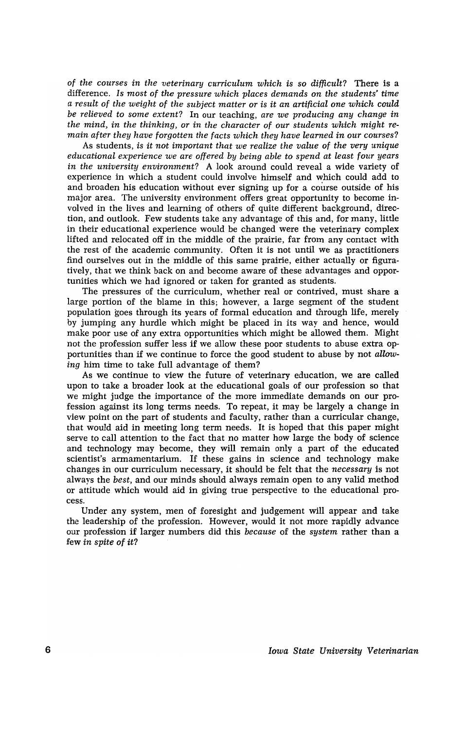*of the courses in the veterinary curriculum which is so difficult?* There is a difference. *Is most of the pressure which places demands on the students' time a result of the weight of the subject matter or is it an artificial one which could be relieved to some extent?* In our teaching, *are we producing any change in the mind, in the thinking, or in the character of our students which might remain after they have forgotten the facts which they have learned in our courses?*

As students, *is it not important that we realize the value of the very unique educational experience we are offered by being able to spend at least four years in the university environment?* A look around could reveal a wide variety of experience in which a student could involve himself and which could add to and broaden his education without ever signing up for a course outside of his major area. The university environment offers great opportunity to become involved in the lives and learning of others of quite different background, direction, and outlook. Few students take any advantage of this and, for many, little in their educational experience would be changed were the veterinary complex lifted and relocated off in the middle of the prairie, far from any contact with the rest of the academic community. Often it is not until we as practitioners find ourselves out in the middle of this same prairie, either actually or figuratively, that we think back on and become aware of these advantages and opportunities which we had ignored or taken for granted as students.

The pressures of the curriculum, whether real or contrived, must share a large portion of the blame in this; however, a large segment of the student population goes through its years of formal education and through life, merely by jumping any hurdle which might be placed in its way and hence, would make poor use of any extra opportunities which might be allowed them. Might not the profession suffer less if we allow these poor students to abuse extra opportunities than if we continue to force the good student to abuse by not *allowing* him time to take full advantage of them?

As we continue to view the future of veterinary education, we are called upon to take a broader look at the educational goals of our profession so that we might judge the importance of the more immediate demands on our profession against its long terms needs. To repeat, it may be largely a change in view point on the part of students and faculty, rather than a curricular change, that would aid in meeting long term needs. It is hoped that this paper might serve to call attention to the fact that no matter how large the body of science and technology may become, they will remain only a part of the educated scientist's armamentarium. If these gains in science and technology make changes in our curriculum necessary, it should be felt that the *necessary* is not always the *best*, and our minds should always remain open to any valid method or attitude which would aid in giving true perspective to the educational process.

Under any system, men of foresight and judgement will appear and take the leadership of the profession. However, would it not more rapidly advance our profession if larger numbers did this *because* of the *system* rather than a few *in spite of it?*